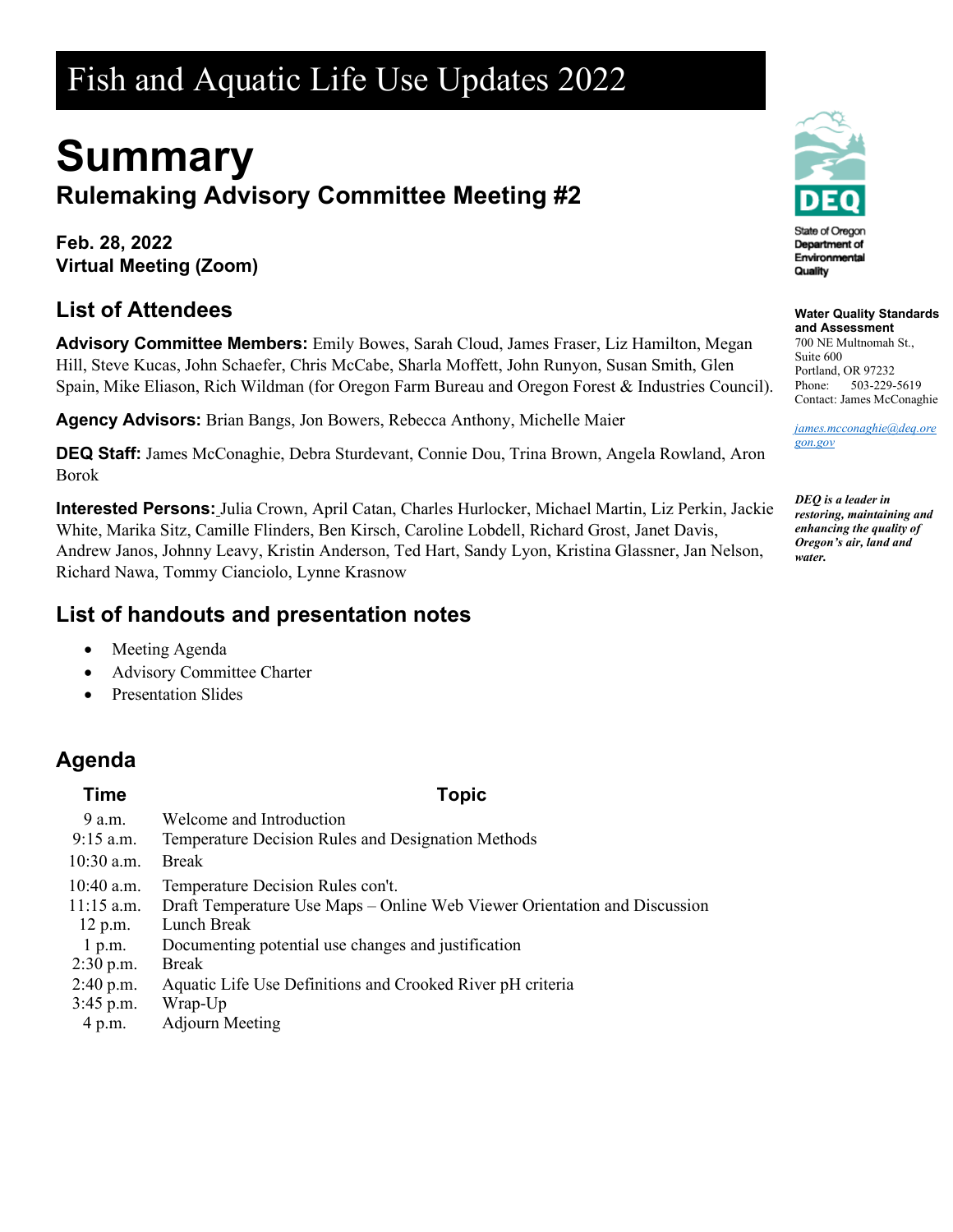# Fish and Aquatic Life Use Updates 2022

# Summary

## Rulemaking Advisory Committee Meeting #2

**Feb. 28, 2022**
**Virtual Meeting (Zoom)**

State of Oregon Department of Environmental Quality

**Water Quality Standards and Assessment**
700 NE Multnomah St.,
Suite 600
Portland, OR 97232
Phone: 503-229-5619
Contact: James McConaghie

james.mcconaghie@deq.oregon.gov

***DEQ is a leader in restoring, maintaining and enhancing the quality of Oregon's air, land and water.***

## List of Attendees

**Advisory Committee Members:** Emily Bowes, Sarah Cloud, James Fraser, Liz Hamilton, Megan Hill, Steve Kucas, John Schaefer, Chris McCabe, Sharla Moffett, John Runyon, Susan Smith, Glen Spain, Mike Eliason, Rich Wildman (for Oregon Farm Bureau and Oregon Forest & Industries Council).

**Agency Advisors:** Brian Bangs, Jon Bowers, Rebecca Anthony, Michelle Maier

**DEQ Staff:** James McConaghie, Debra Sturdevant, Connie Dou, Trina Brown, Angela Rowland, Aron Borok

**Interested Persons:** Julia Crown, April Catan, Charles Hurlocker, Michael Martin, Liz Perkin, Jackie White, Marika Sitz, Camille Flinders, Ben Kirsch, Caroline Lobdell, Richard Grost, Janet Davis, Andrew Janos, Johnny Leavy, Kristin Anderson, Ted Hart, Sandy Lyon, Kristina Glassner, Jan Nelson, Richard Nawa, Tommy Cianciolo, Lynne Krasnow

## List of handouts and presentation notes

- Meeting Agenda
- Advisory Committee Charter
- Presentation Slides

## Agenda

| Time | Topic |
|---|---|
| 9 a.m. | Welcome and Introduction |
| 9:15 a.m. | Temperature Decision Rules and Designation Methods |
| 10:30 a.m. | Break |
| 10:40 a.m. | Temperature Decision Rules con't. |
| 11:15 a.m. | Draft Temperature Use Maps – Online Web Viewer Orientation and Discussion |
| 12 p.m. | Lunch Break |
| 1 p.m. | Documenting potential use changes and justification |
| 2:30 p.m. | Break |
| 2:40 p.m. | Aquatic Life Use Definitions and Crooked River pH criteria |
| 3:45 p.m. | Wrap-Up |
| 4 p.m. | Adjourn Meeting |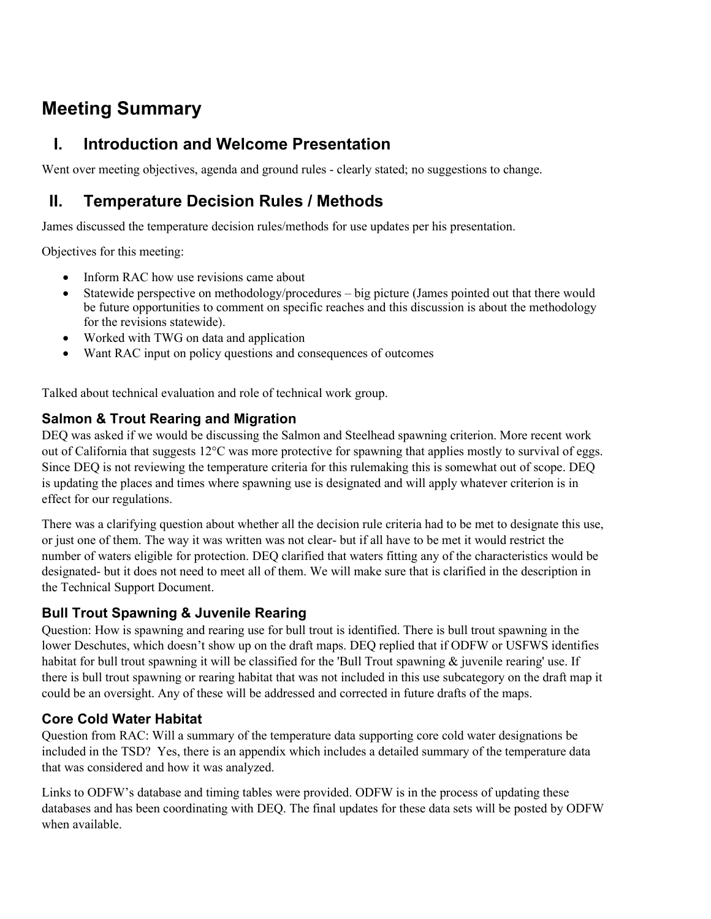# Meeting Summary

## I. Introduction and Welcome Presentation

Went over meeting objectives, agenda and ground rules - clearly stated; no suggestions to change.

## II. Temperature Decision Rules / Methods

James discussed the temperature decision rules/methods for use updates per his presentation.

Objectives for this meeting:

- Inform RAC how use revisions came about
- Statewide perspective on methodology/procedures – big picture (James pointed out that there would be future opportunities to comment on specific reaches and this discussion is about the methodology for the revisions statewide).
- Worked with TWG on data and application
- Want RAC input on policy questions and consequences of outcomes

Talked about technical evaluation and role of technical work group.

### Salmon & Trout Rearing and Migration

DEQ was asked if we would be discussing the Salmon and Steelhead spawning criterion. More recent work out of California that suggests 12°C was more protective for spawning that applies mostly to survival of eggs. Since DEQ is not reviewing the temperature criteria for this rulemaking this is somewhat out of scope. DEQ is updating the places and times where spawning use is designated and will apply whatever criterion is in effect for our regulations.

There was a clarifying question about whether all the decision rule criteria had to be met to designate this use, or just one of them. The way it was written was not clear- but if all have to be met it would restrict the number of waters eligible for protection. DEQ clarified that waters fitting any of the characteristics would be designated- but it does not need to meet all of them. We will make sure that is clarified in the description in the Technical Support Document.

### Bull Trout Spawning & Juvenile Rearing

Question: How is spawning and rearing use for bull trout is identified. There is bull trout spawning in the lower Deschutes, which doesn't show up on the draft maps. DEQ replied that if ODFW or USFWS identifies habitat for bull trout spawning it will be classified for the 'Bull Trout spawning & juvenile rearing' use. If there is bull trout spawning or rearing habitat that was not included in this use subcategory on the draft map it could be an oversight. Any of these will be addressed and corrected in future drafts of the maps.

### Core Cold Water Habitat

Question from RAC: Will a summary of the temperature data supporting core cold water designations be included in the TSD? Yes, there is an appendix which includes a detailed summary of the temperature data that was considered and how it was analyzed.

Links to ODFW's database and timing tables were provided. ODFW is in the process of updating these databases and has been coordinating with DEQ. The final updates for these data sets will be posted by ODFW when available.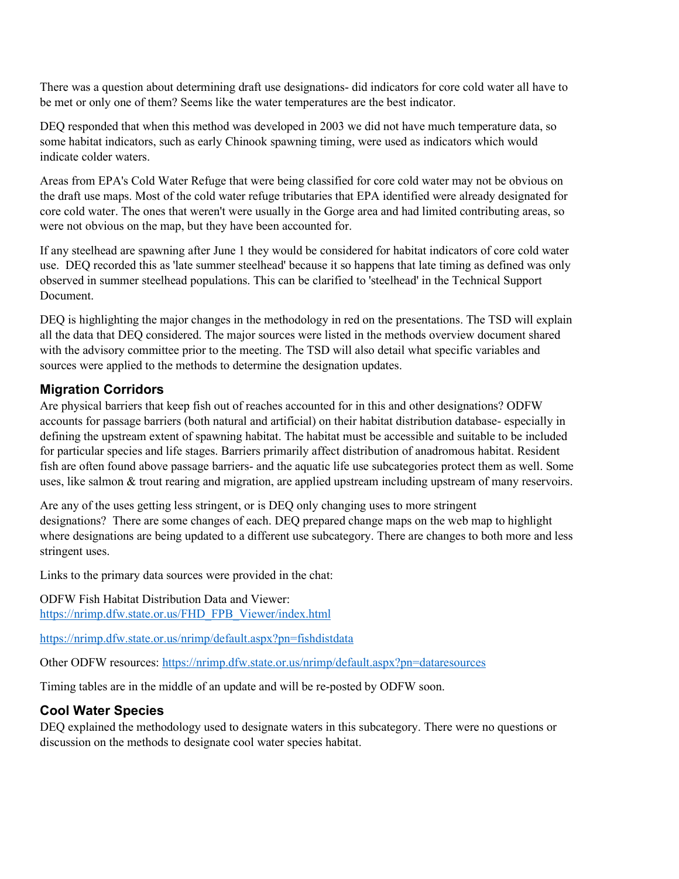There was a question about determining draft use designations- did indicators for core cold water all have to be met or only one of them? Seems like the water temperatures are the best indicator.

DEQ responded that when this method was developed in 2003 we did not have much temperature data, so some habitat indicators, such as early Chinook spawning timing, were used as indicators which would indicate colder waters.

Areas from EPA's Cold Water Refuge that were being classified for core cold water may not be obvious on the draft use maps. Most of the cold water refuge tributaries that EPA identified were already designated for core cold water. The ones that weren't were usually in the Gorge area and had limited contributing areas, so were not obvious on the map, but they have been accounted for.

If any steelhead are spawning after June 1 they would be considered for habitat indicators of core cold water use. DEQ recorded this as 'late summer steelhead' because it so happens that late timing as defined was only observed in summer steelhead populations. This can be clarified to 'steelhead' in the Technical Support Document.

DEQ is highlighting the major changes in the methodology in red on the presentations. The TSD will explain all the data that DEQ considered. The major sources were listed in the methods overview document shared with the advisory committee prior to the meeting. The TSD will also detail what specific variables and sources were applied to the methods to determine the designation updates.

### Migration Corridors

Are physical barriers that keep fish out of reaches accounted for in this and other designations? ODFW accounts for passage barriers (both natural and artificial) on their habitat distribution database- especially in defining the upstream extent of spawning habitat. The habitat must be accessible and suitable to be included for particular species and life stages. Barriers primarily affect distribution of anadromous habitat. Resident fish are often found above passage barriers- and the aquatic life use subcategories protect them as well. Some uses, like salmon & trout rearing and migration, are applied upstream including upstream of many reservoirs.

Are any of the uses getting less stringent, or is DEQ only changing uses to more stringent designations? There are some changes of each. DEQ prepared change maps on the web map to highlight where designations are being updated to a different use subcategory. There are changes to both more and less stringent uses.

Links to the primary data sources were provided in the chat:

ODFW Fish Habitat Distribution Data and Viewer:
https://nrimp.dfw.state.or.us/FHD_FPB_Viewer/index.html

https://nrimp.dfw.state.or.us/nrimp/default.aspx?pn=fishdistdata

Other ODFW resources: https://nrimp.dfw.state.or.us/nrimp/default.aspx?pn=dataresources

Timing tables are in the middle of an update and will be re-posted by ODFW soon.

### Cool Water Species

DEQ explained the methodology used to designate waters in this subcategory. There were no questions or discussion on the methods to designate cool water species habitat.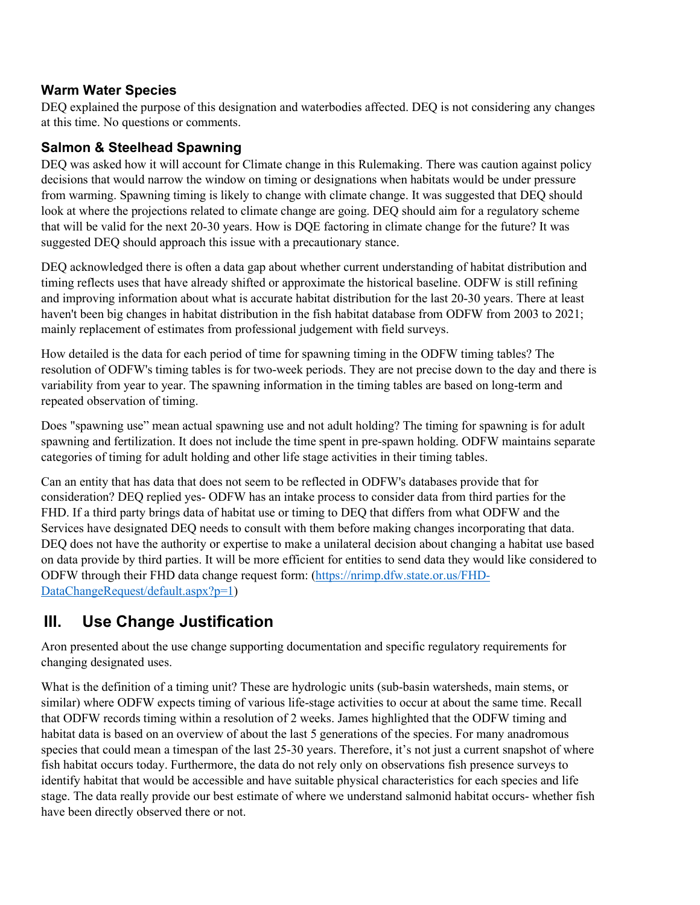### Warm Water Species

DEQ explained the purpose of this designation and waterbodies affected. DEQ is not considering any changes at this time. No questions or comments.

### Salmon & Steelhead Spawning

DEQ was asked how it will account for Climate change in this Rulemaking. There was caution against policy decisions that would narrow the window on timing or designations when habitats would be under pressure from warming. Spawning timing is likely to change with climate change. It was suggested that DEQ should look at where the projections related to climate change are going. DEQ should aim for a regulatory scheme that will be valid for the next 20-30 years. How is DQE factoring in climate change for the future? It was suggested DEQ should approach this issue with a precautionary stance.

DEQ acknowledged there is often a data gap about whether current understanding of habitat distribution and timing reflects uses that have already shifted or approximate the historical baseline. ODFW is still refining and improving information about what is accurate habitat distribution for the last 20-30 years. There at least haven't been big changes in habitat distribution in the fish habitat database from ODFW from 2003 to 2021; mainly replacement of estimates from professional judgement with field surveys.

How detailed is the data for each period of time for spawning timing in the ODFW timing tables? The resolution of ODFW's timing tables is for two-week periods. They are not precise down to the day and there is variability from year to year. The spawning information in the timing tables are based on long-term and repeated observation of timing.

Does "spawning use" mean actual spawning use and not adult holding? The timing for spawning is for adult spawning and fertilization. It does not include the time spent in pre-spawn holding. ODFW maintains separate categories of timing for adult holding and other life stage activities in their timing tables.

Can an entity that has data that does not seem to be reflected in ODFW's databases provide that for consideration? DEQ replied yes- ODFW has an intake process to consider data from third parties for the FHD. If a third party brings data of habitat use or timing to DEQ that differs from what ODFW and the Services have designated DEQ needs to consult with them before making changes incorporating that data. DEQ does not have the authority or expertise to make a unilateral decision about changing a habitat use based on data provide by third parties. It will be more efficient for entities to send data they would like considered to ODFW through their FHD data change request form: (https://nrimp.dfw.state.or.us/FHD-DataChangeRequest/default.aspx?p=1)

## III. Use Change Justification

Aron presented about the use change supporting documentation and specific regulatory requirements for changing designated uses.

What is the definition of a timing unit? These are hydrologic units (sub-basin watersheds, main stems, or similar) where ODFW expects timing of various life-stage activities to occur at about the same time. Recall that ODFW records timing within a resolution of 2 weeks. James highlighted that the ODFW timing and habitat data is based on an overview of about the last 5 generations of the species. For many anadromous species that could mean a timespan of the last 25-30 years. Therefore, it's not just a current snapshot of where fish habitat occurs today. Furthermore, the data do not rely only on observations fish presence surveys to identify habitat that would be accessible and have suitable physical characteristics for each species and life stage. The data really provide our best estimate of where we understand salmonid habitat occurs- whether fish have been directly observed there or not.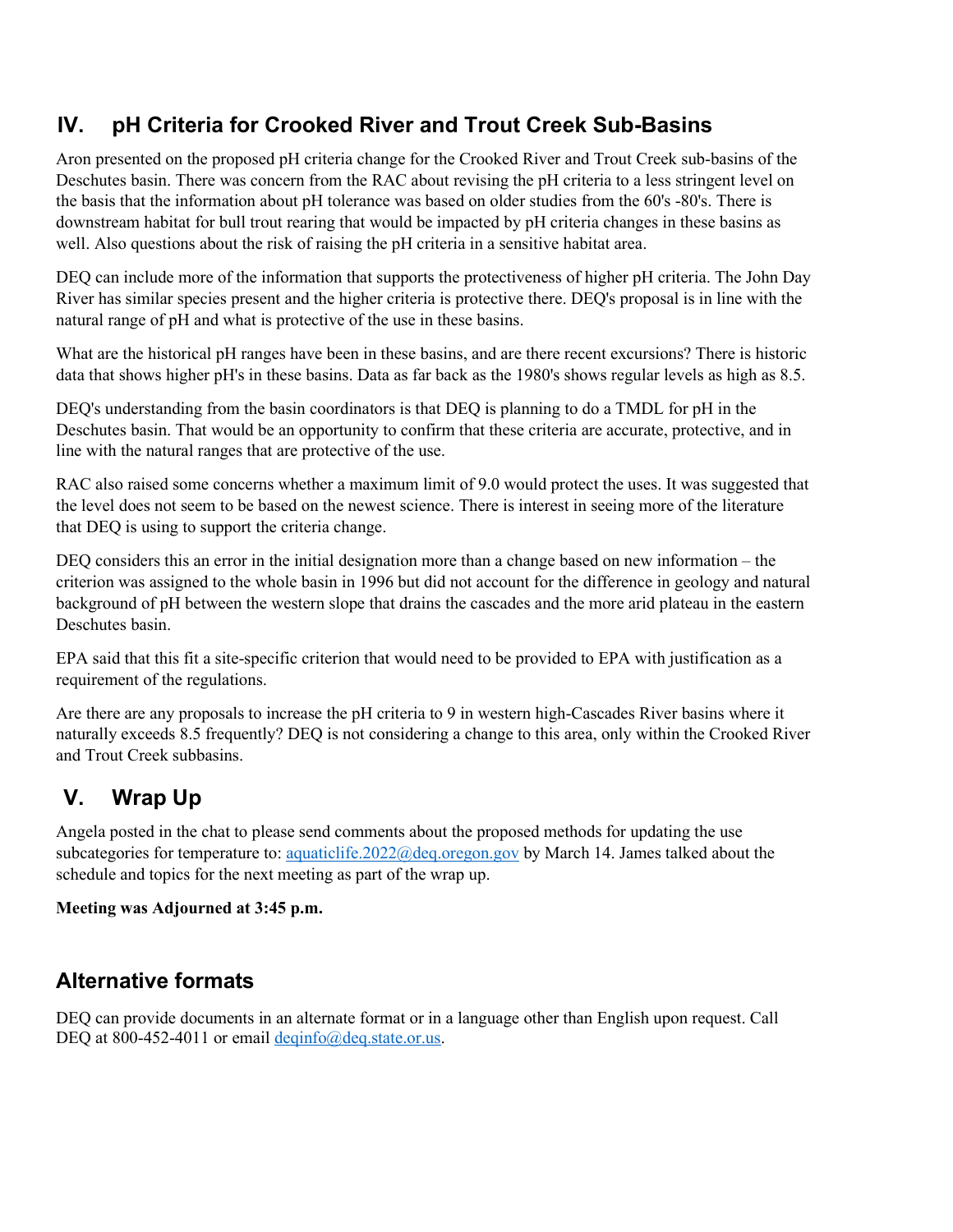## IV. pH Criteria for Crooked River and Trout Creek Sub-Basins

Aron presented on the proposed pH criteria change for the Crooked River and Trout Creek sub-basins of the Deschutes basin. There was concern from the RAC about revising the pH criteria to a less stringent level on the basis that the information about pH tolerance was based on older studies from the 60's -80's. There is downstream habitat for bull trout rearing that would be impacted by pH criteria changes in these basins as well. Also questions about the risk of raising the pH criteria in a sensitive habitat area.

DEQ can include more of the information that supports the protectiveness of higher pH criteria. The John Day River has similar species present and the higher criteria is protective there. DEQ's proposal is in line with the natural range of pH and what is protective of the use in these basins.

What are the historical pH ranges have been in these basins, and are there recent excursions? There is historic data that shows higher pH's in these basins. Data as far back as the 1980's shows regular levels as high as 8.5.

DEQ's understanding from the basin coordinators is that DEQ is planning to do a TMDL for pH in the Deschutes basin. That would be an opportunity to confirm that these criteria are accurate, protective, and in line with the natural ranges that are protective of the use.

RAC also raised some concerns whether a maximum limit of 9.0 would protect the uses. It was suggested that the level does not seem to be based on the newest science. There is interest in seeing more of the literature that DEQ is using to support the criteria change.

DEQ considers this an error in the initial designation more than a change based on new information – the criterion was assigned to the whole basin in 1996 but did not account for the difference in geology and natural background of pH between the western slope that drains the cascades and the more arid plateau in the eastern Deschutes basin.

EPA said that this fit a site-specific criterion that would need to be provided to EPA with justification as a requirement of the regulations.

Are there are any proposals to increase the pH criteria to 9 in western high-Cascades River basins where it naturally exceeds 8.5 frequently? DEQ is not considering a change to this area, only within the Crooked River and Trout Creek subbasins.

## V. Wrap Up

Angela posted in the chat to please send comments about the proposed methods for updating the use subcategories for temperature to: [aquaticlife.2022@deq.oregon.gov](mailto:aquaticlife.2022@deq.oregon.gov) by March 14. James talked about the schedule and topics for the next meeting as part of the wrap up.

**Meeting was Adjourned at 3:45 p.m.**

## Alternative formats

DEQ can provide documents in an alternate format or in a language other than English upon request. Call DEQ at 800-452-4011 or email [deqinfo@deq.state.or.us](mailto:deqinfo@deq.state.or.us).